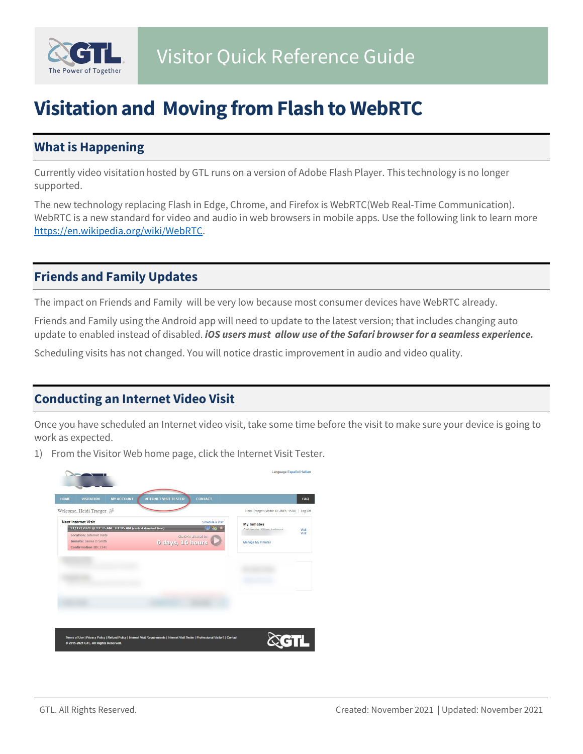# Visitor Quick Reference Guide

# Visitation and Moving from Flash to WebRTC

## What is Happening

Currently video visitation hosted by GTL runs on a version of Adobe Flash Player. This technology is no longer supported.

The new technology replacing Flash in Edge, Chrome, and Firefox is WebRTC(Web Real-Time Communication). WebRTC is a new standard for video and audio in web browsers in mobile apps. Use the following link to learn more https://en.wikipedia.org/wiki/WebRTC.

## Friends and Family Updates

The impact on Friends and Family will be very low because most consumer devices have WebRTC already.

Friends and Family using the Android app will need to update to the latest version; that includes changing auto update to enabled instead of disabled. ***iOS users must allow use of the Safari browser for a seamless experience.***

Scheduling visits has not changed. You will notice drastic improvement in audio and video quality.

## Conducting an Internet Video Visit

Once you have scheduled an Internet video visit, take some time before the visit to make sure your device is going to work as expected.

1) From the Visitor Web home page, click the Internet Visit Tester.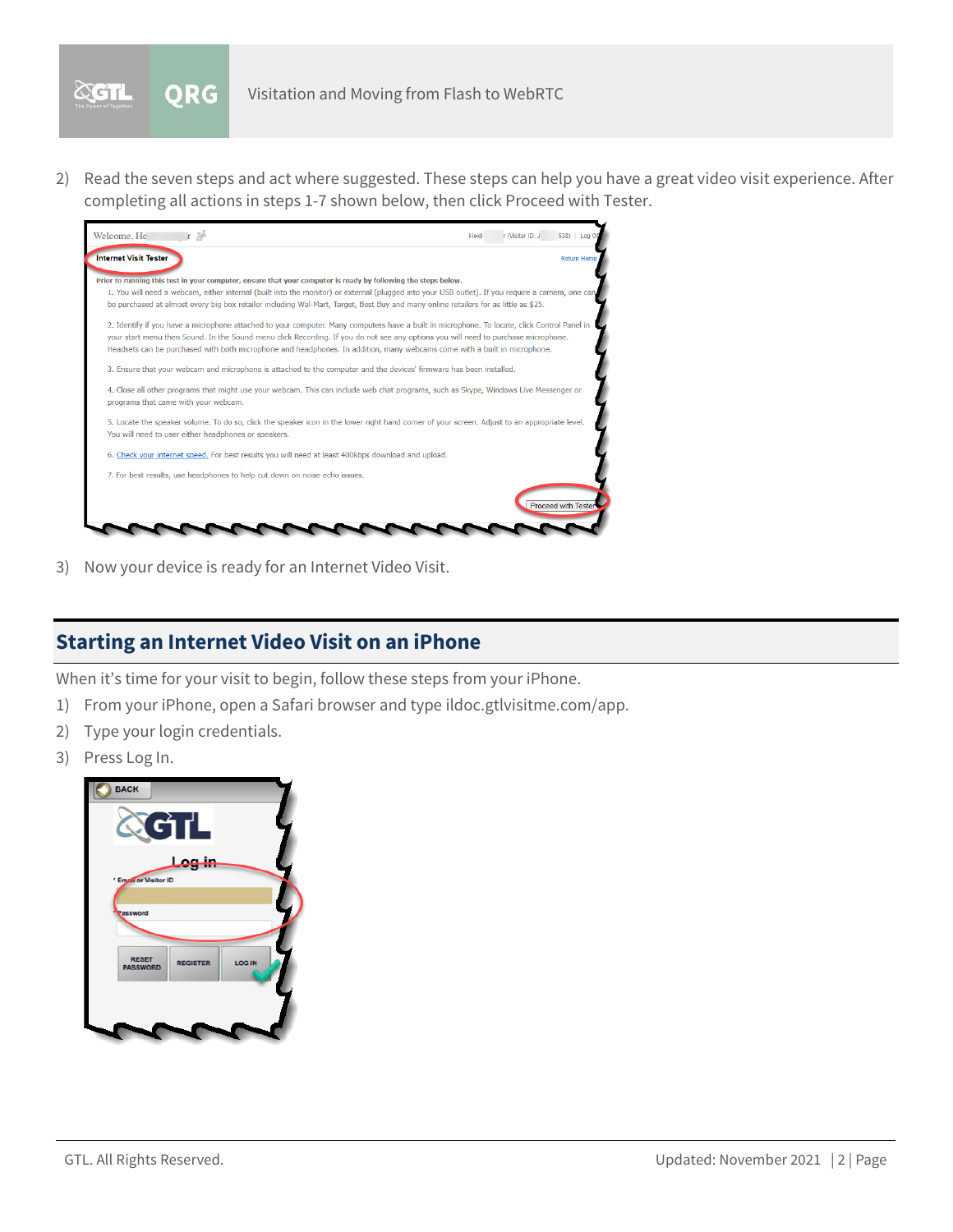2) Read the seven steps and act where suggested. These steps can help you have a great video visit experience. After completing all actions in steps 1-7 shown below, then click Proceed with Tester.

3) Now your device is ready for an Internet Video Visit.

## Starting an Internet Video Visit on an iPhone

When it's time for your visit to begin, follow these steps from your iPhone.

1) From your iPhone, open a Safari browser and type ildoc.gtlvisitme.com/app.
2) Type your login credentials.
3) Press Log In.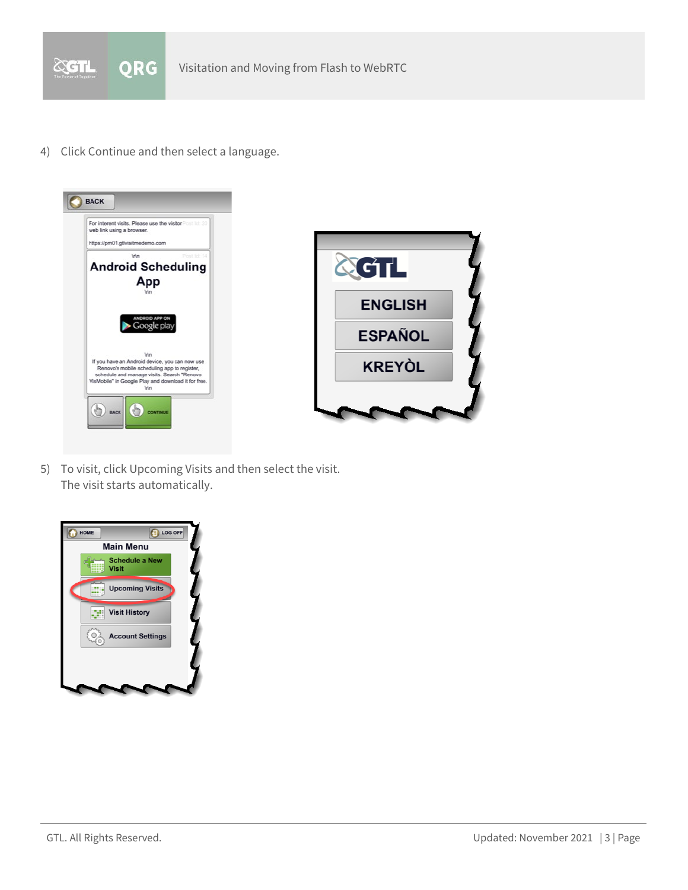4) Click Continue and then select a language.

5) To visit, click Upcoming Visits and then select the visit.
   The visit starts automatically.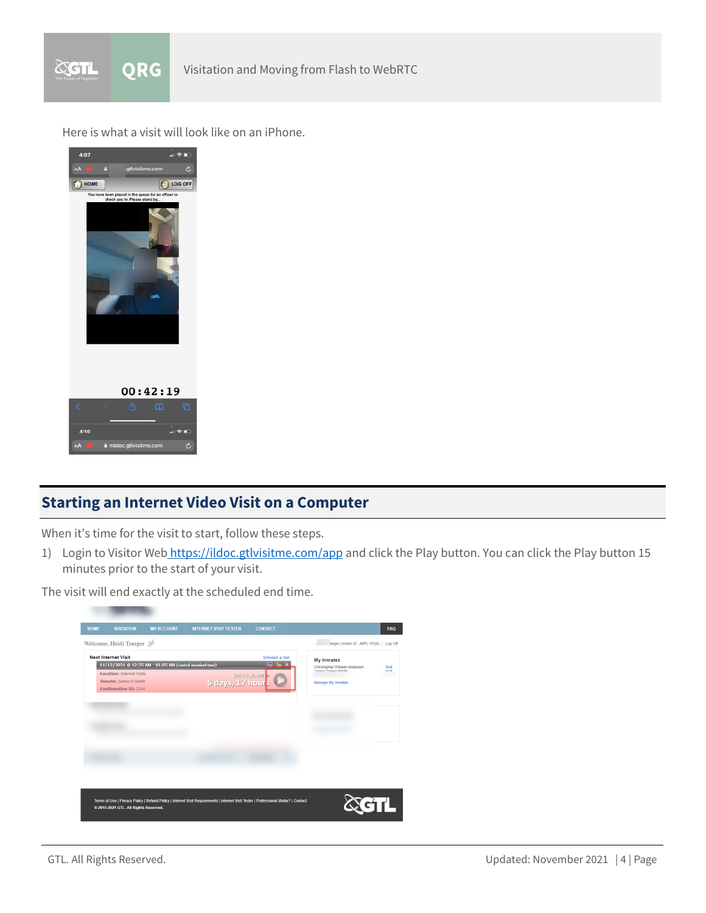Here is what a visit will look like on an iPhone.

## Starting an Internet Video Visit on a Computer

When it's time for the visit to start, follow these steps.

1) Login to Visitor Web https://ildoc.gtlvisitme.com/app and click the Play button. You can click the Play button 15 minutes prior to the start of your visit.

The visit will end exactly at the scheduled end time.